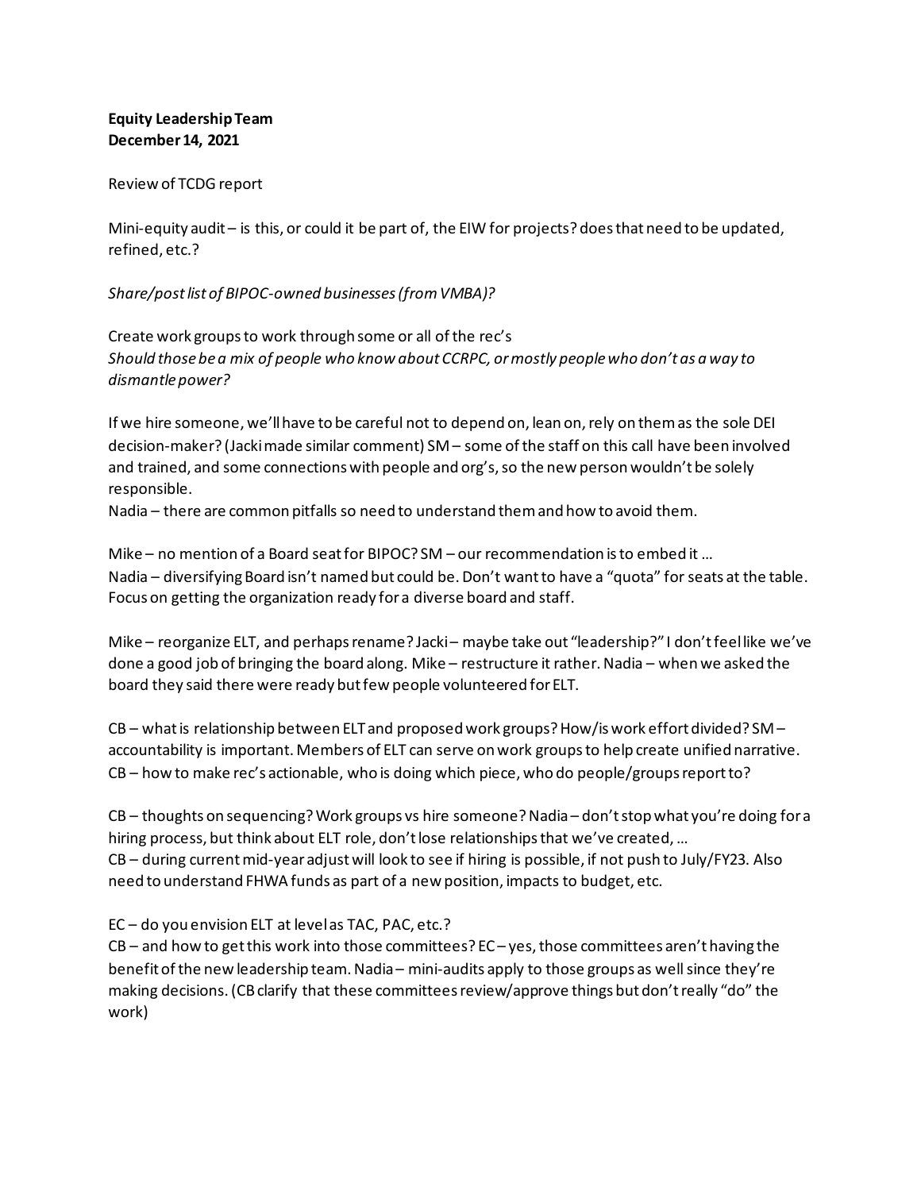**Equity Leadership Team**
**December 14, 2021**

Review of TCDG report

Mini-equity audit – is this, or could it be part of, the EIW for projects? does that need to be updated, refined, etc.?

*Share/post list of BIPOC-owned businesses (from VMBA)?*

Create work groups to work through some or all of the rec's
*Should those be a mix of people who know about CCRPC, or mostly people who don't as a way to dismantle power?*

If we hire someone, we'll have to be careful not to depend on, lean on, rely on them as the sole DEI decision-maker? (Jacki made similar comment) SM – some of the staff on this call have been involved and trained, and some connections with people and org's, so the new person wouldn't be solely responsible.
Nadia – there are common pitfalls so need to understand them and how to avoid them.

Mike – no mention of a Board seat for BIPOC? SM – our recommendation is to embed it …
Nadia – diversifying Board isn't named but could be. Don't want to have a "quota" for seats at the table. Focus on getting the organization ready for a diverse board and staff.

Mike – reorganize ELT, and perhaps rename? Jacki – maybe take out "leadership?" I don't feel like we've done a good job of bringing the board along. Mike – restructure it rather. Nadia – when we asked the board they said there were ready but few people volunteered for ELT.

CB – what is relationship between ELT and proposed work groups? How/is work effort divided? SM – accountability is important. Members of ELT can serve on work groups to help create unified narrative.
CB – how to make rec's actionable, who is doing which piece, who do people/groups report to?

CB – thoughts on sequencing? Work groups vs hire someone? Nadia – don't stop what you're doing for a hiring process, but think about ELT role, don't lose relationships that we've created, …
CB – during current mid-year adjust will look to see if hiring is possible, if not push to July/FY23. Also need to understand FHWA funds as part of a new position, impacts to budget, etc.

EC – do you envision ELT at level as TAC, PAC, etc.?
CB – and how to get this work into those committees? EC – yes, those committees aren't having the benefit of the new leadership team. Nadia – mini-audits apply to those groups as well since they're making decisions. (CB clarify that these committees review/approve things but don't really "do" the work)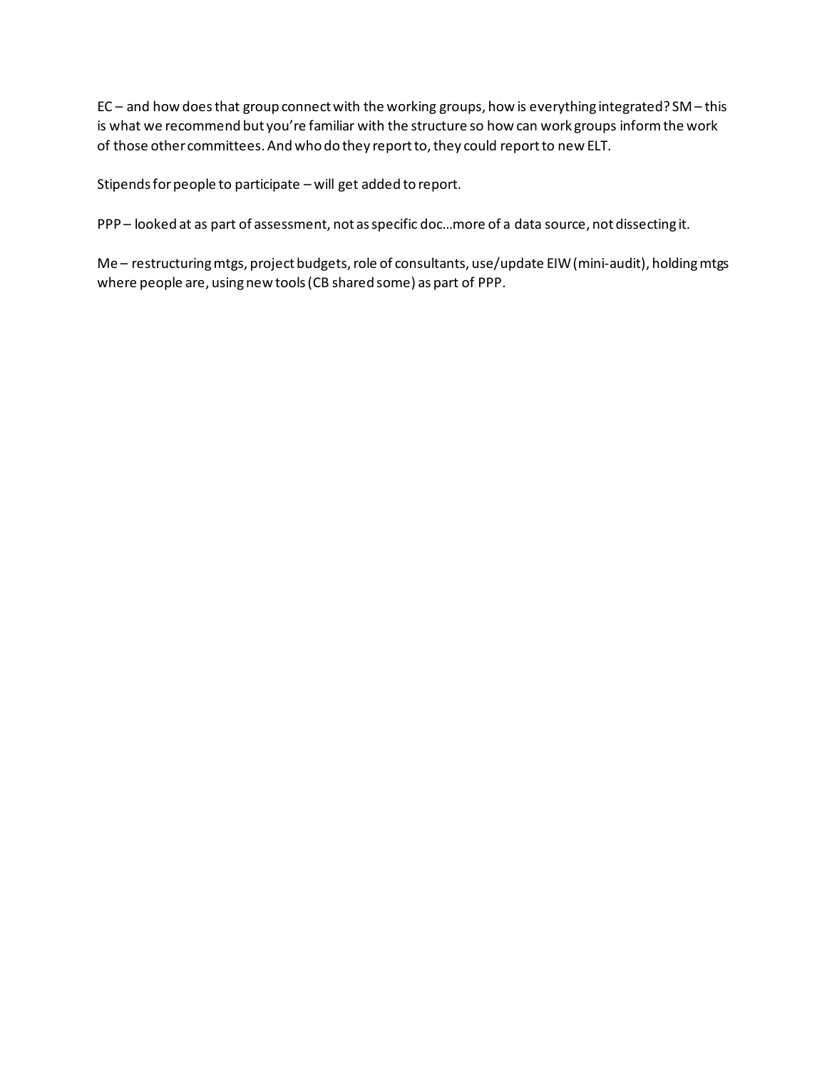EC – and how does that group connect with the working groups, how is everything integrated? SM – this is what we recommend but you're familiar with the structure so how can work groups inform the work of those other committees. And who do they report to, they could report to new ELT.

Stipends for people to participate – will get added to report.

PPP – looked at as part of assessment, not as specific doc…more of a data source, not dissecting it.

Me – restructuring mtgs, project budgets, role of consultants, use/update EIW (mini-audit), holding mtgs where people are, using new tools (CB shared some) as part of PPP.